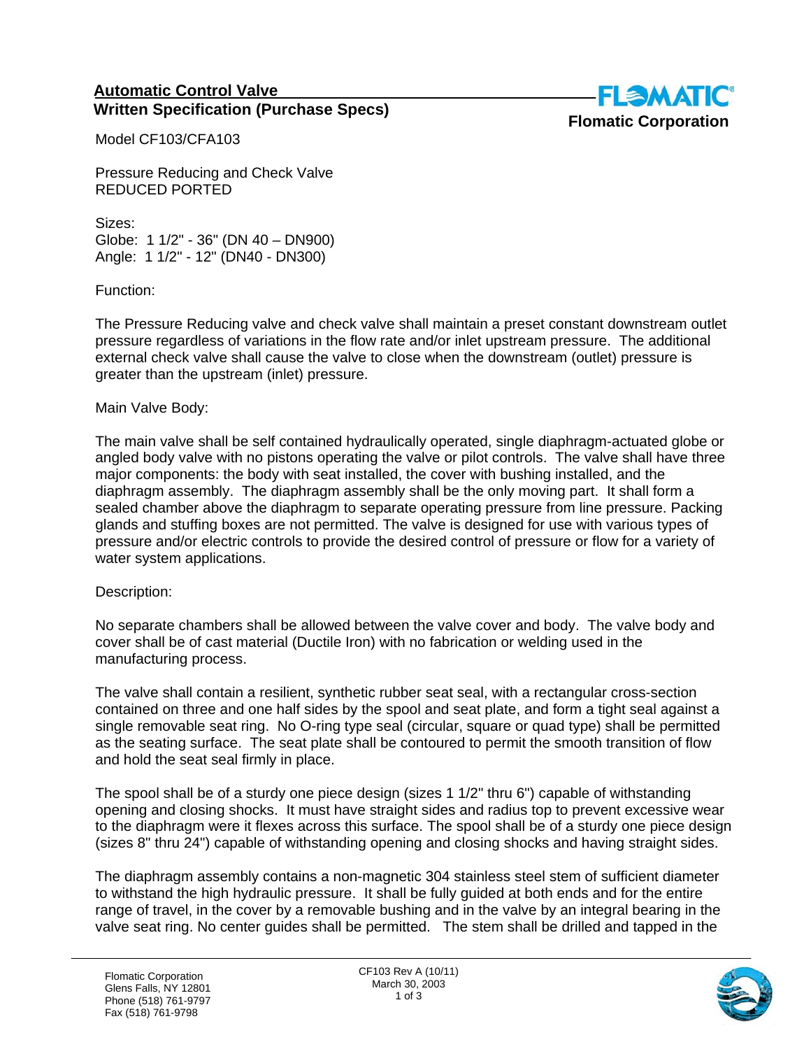## Automatic Control Valve

## Written Specification (Purchase Specs)

**Flomatic Corporation**

Model CF103/CFA103

Pressure Reducing and Check Valve
REDUCED PORTED

Sizes:
Globe: 1 1/2" - 36" (DN 40 – DN900)
Angle: 1 1/2" - 12" (DN40 - DN300)

Function:

The Pressure Reducing valve and check valve shall maintain a preset constant downstream outlet pressure regardless of variations in the flow rate and/or inlet upstream pressure. The additional external check valve shall cause the valve to close when the downstream (outlet) pressure is greater than the upstream (inlet) pressure.

Main Valve Body:

The main valve shall be self contained hydraulically operated, single diaphragm-actuated globe or angled body valve with no pistons operating the valve or pilot controls. The valve shall have three major components: the body with seat installed, the cover with bushing installed, and the diaphragm assembly. The diaphragm assembly shall be the only moving part. It shall form a sealed chamber above the diaphragm to separate operating pressure from line pressure. Packing glands and stuffing boxes are not permitted. The valve is designed for use with various types of pressure and/or electric controls to provide the desired control of pressure or flow for a variety of water system applications.

Description:

No separate chambers shall be allowed between the valve cover and body. The valve body and cover shall be of cast material (Ductile Iron) with no fabrication or welding used in the manufacturing process.

The valve shall contain a resilient, synthetic rubber seat seal, with a rectangular cross-section contained on three and one half sides by the spool and seat plate, and form a tight seal against a single removable seat ring. No O-ring type seal (circular, square or quad type) shall be permitted as the seating surface. The seat plate shall be contoured to permit the smooth transition of flow and hold the seat seal firmly in place.

The spool shall be of a sturdy one piece design (sizes 1 1/2" thru 6") capable of withstanding opening and closing shocks. It must have straight sides and radius top to prevent excessive wear to the diaphragm were it flexes across this surface. The spool shall be of a sturdy one piece design (sizes 8" thru 24") capable of withstanding opening and closing shocks and having straight sides.

The diaphragm assembly contains a non-magnetic 304 stainless steel stem of sufficient diameter to withstand the high hydraulic pressure. It shall be fully guided at both ends and for the entire range of travel, in the cover by a removable bushing and in the valve by an integral bearing in the valve seat ring. No center guides shall be permitted. The stem shall be drilled and tapped in the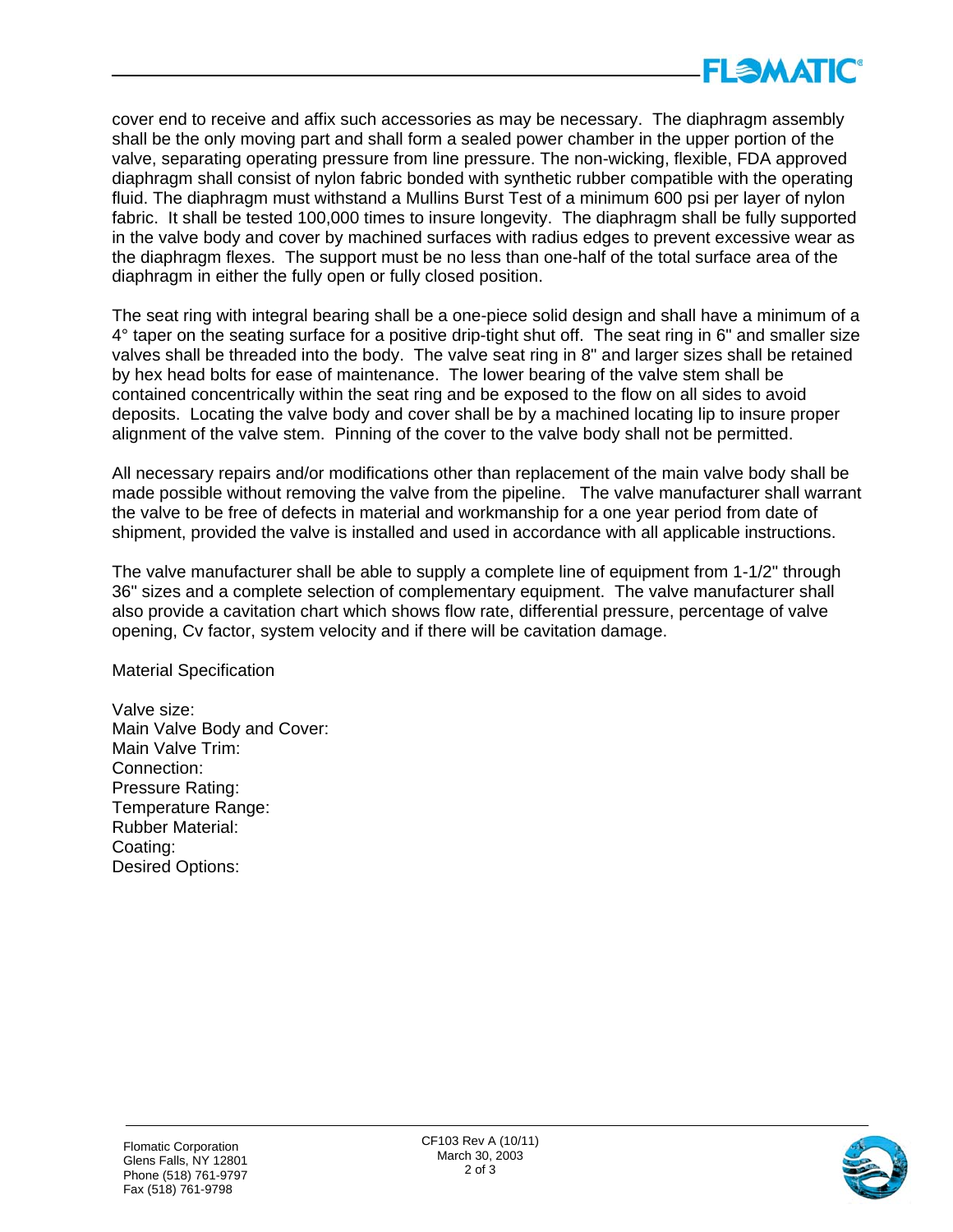cover end to receive and affix such accessories as may be necessary. The diaphragm assembly shall be the only moving part and shall form a sealed power chamber in the upper portion of the valve, separating operating pressure from line pressure. The non-wicking, flexible, FDA approved diaphragm shall consist of nylon fabric bonded with synthetic rubber compatible with the operating fluid. The diaphragm must withstand a Mullins Burst Test of a minimum 600 psi per layer of nylon fabric. It shall be tested 100,000 times to insure longevity. The diaphragm shall be fully supported in the valve body and cover by machined surfaces with radius edges to prevent excessive wear as the diaphragm flexes. The support must be no less than one-half of the total surface area of the diaphragm in either the fully open or fully closed position.

The seat ring with integral bearing shall be a one-piece solid design and shall have a minimum of a 4° taper on the seating surface for a positive drip-tight shut off. The seat ring in 6" and smaller size valves shall be threaded into the body. The valve seat ring in 8" and larger sizes shall be retained by hex head bolts for ease of maintenance. The lower bearing of the valve stem shall be contained concentrically within the seat ring and be exposed to the flow on all sides to avoid deposits. Locating the valve body and cover shall be by a machined locating lip to insure proper alignment of the valve stem. Pinning of the cover to the valve body shall not be permitted.

All necessary repairs and/or modifications other than replacement of the main valve body shall be made possible without removing the valve from the pipeline. The valve manufacturer shall warrant the valve to be free of defects in material and workmanship for a one year period from date of shipment, provided the valve is installed and used in accordance with all applicable instructions.

The valve manufacturer shall be able to supply a complete line of equipment from 1-1/2" through 36" sizes and a complete selection of complementary equipment. The valve manufacturer shall also provide a cavitation chart which shows flow rate, differential pressure, percentage of valve opening, Cv factor, system velocity and if there will be cavitation damage.

Material Specification

Valve size:
Main Valve Body and Cover:
Main Valve Trim:
Connection:
Pressure Rating:
Temperature Range:
Rubber Material:
Coating:
Desired Options: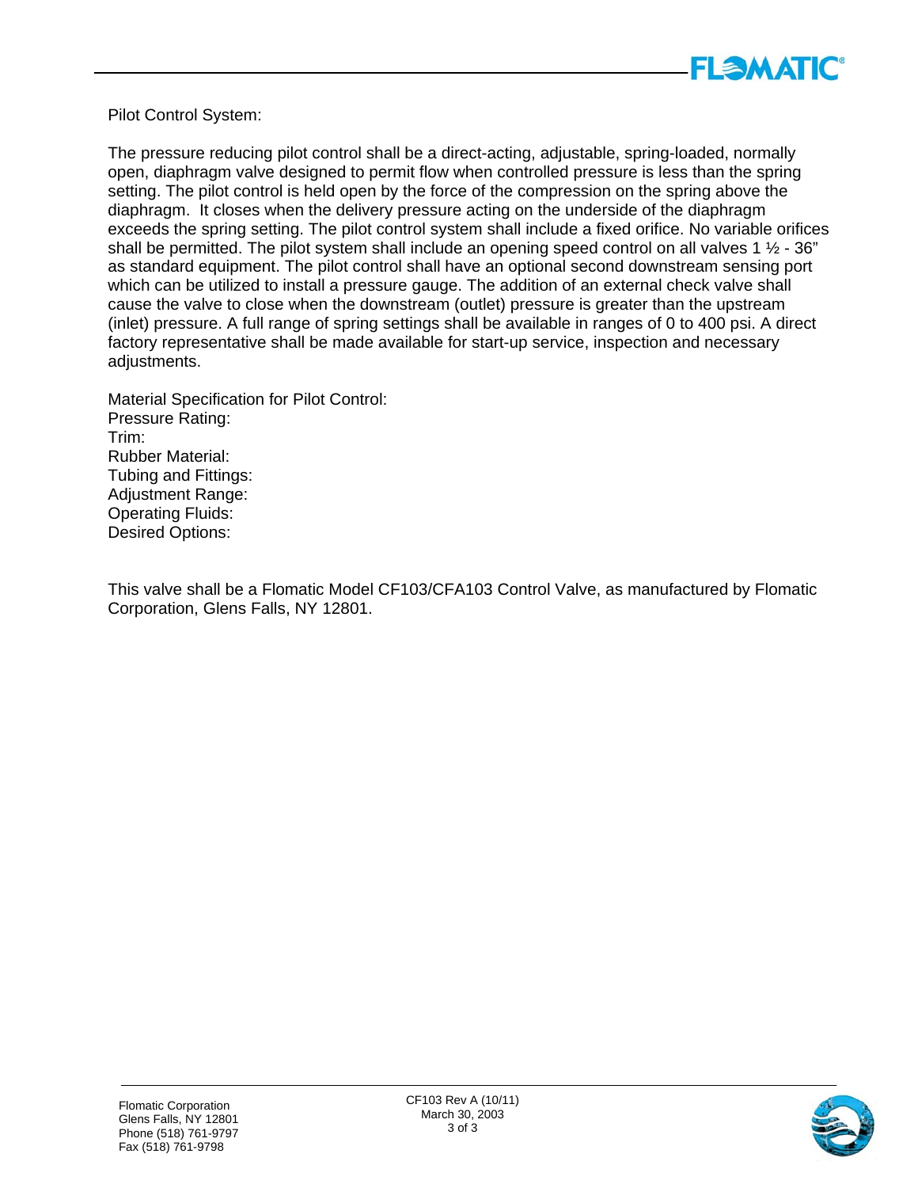Pilot Control System:

The pressure reducing pilot control shall be a direct-acting, adjustable, spring-loaded, normally open, diaphragm valve designed to permit flow when controlled pressure is less than the spring setting. The pilot control is held open by the force of the compression on the spring above the diaphragm. It closes when the delivery pressure acting on the underside of the diaphragm exceeds the spring setting. The pilot control system shall include a fixed orifice. No variable orifices shall be permitted. The pilot system shall include an opening speed control on all valves 1 ½ - 36" as standard equipment. The pilot control shall have an optional second downstream sensing port which can be utilized to install a pressure gauge. The addition of an external check valve shall cause the valve to close when the downstream (outlet) pressure is greater than the upstream (inlet) pressure. A full range of spring settings shall be available in ranges of 0 to 400 psi. A direct factory representative shall be made available for start-up service, inspection and necessary adjustments.

Material Specification for Pilot Control:
Pressure Rating:
Trim:
Rubber Material:
Tubing and Fittings:
Adjustment Range:
Operating Fluids:
Desired Options:

This valve shall be a Flomatic Model CF103/CFA103 Control Valve, as manufactured by Flomatic Corporation, Glens Falls, NY 12801.